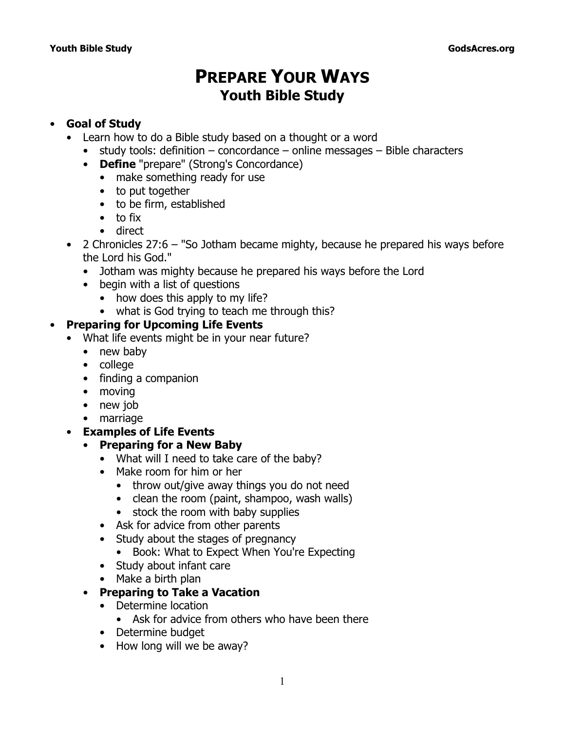# Prepare Your Ways
## Youth Bible Study

- **Goal of Study**
  - Learn how to do a Bible study based on a thought or a word
    - study tools: definition – concordance – online messages – Bible characters
    - **Define** "prepare" (Strong's Concordance)
      - make something ready for use
      - to put together
      - to be firm, established
      - to fix
      - direct
  - 2 Chronicles 27:6 – "So Jotham became mighty, because he prepared his ways before the Lord his God."
    - Jotham was mighty because he prepared his ways before the Lord
    - begin with a list of questions
      - how does this apply to my life?
      - what is God trying to teach me through this?
- **Preparing for Upcoming Life Events**
  - What life events might be in your near future?
    - new baby
    - college
    - finding a companion
    - moving
    - new job
    - marriage
  - **Examples of Life Events**
    - **Preparing for a New Baby**
      - What will I need to take care of the baby?
      - Make room for him or her
        - throw out/give away things you do not need
        - clean the room (paint, shampoo, wash walls)
        - stock the room with baby supplies
      - Ask for advice from other parents
      - Study about the stages of pregnancy
        - Book: What to Expect When You're Expecting
      - Study about infant care
      - Make a birth plan
    - **Preparing to Take a Vacation**
      - Determine location
        - Ask for advice from others who have been there
      - Determine budget
      - How long will we be away?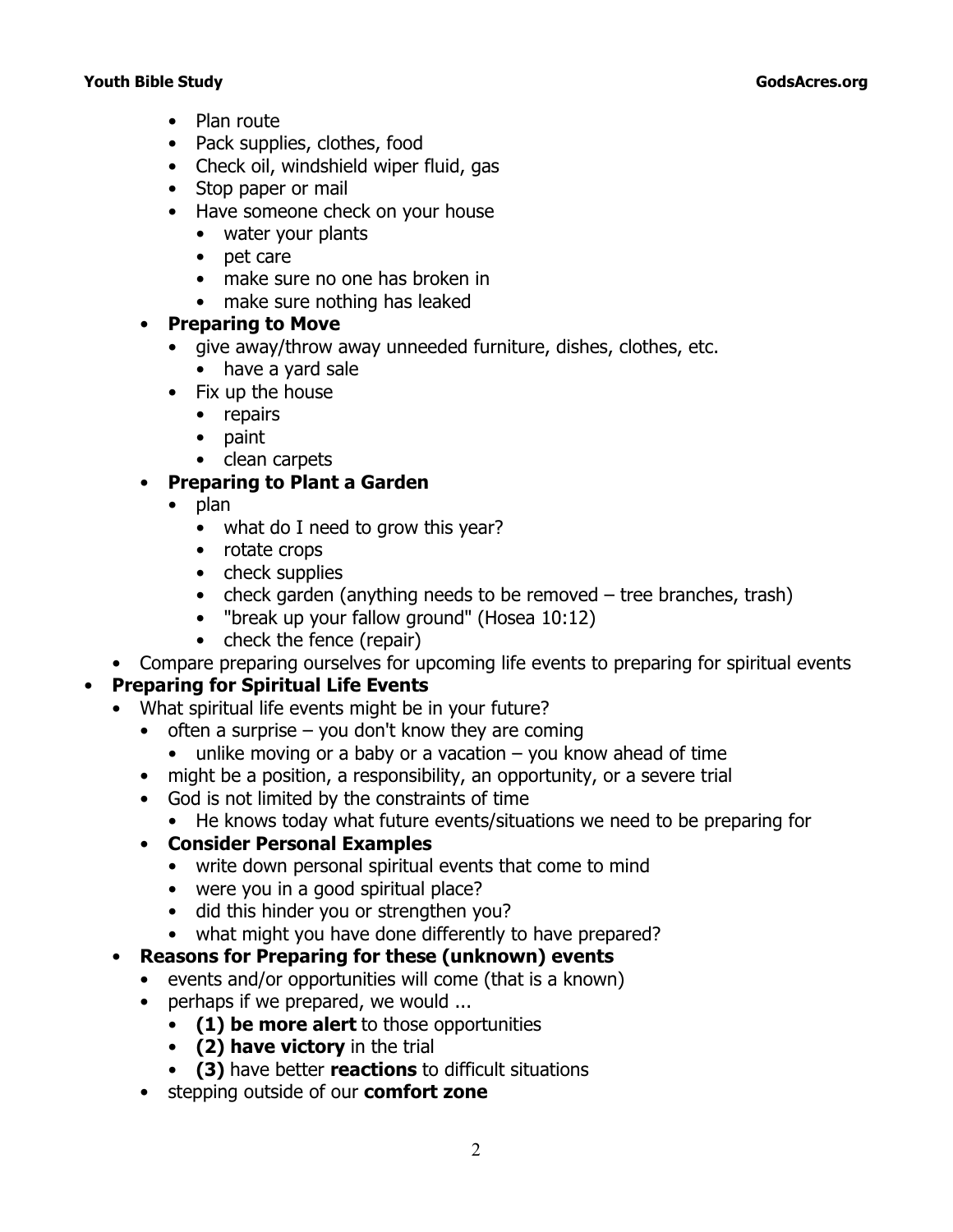- Plan route
    - Pack supplies, clothes, food
    - Check oil, windshield wiper fluid, gas
    - Stop paper or mail
    - Have someone check on your house
        - water your plants
        - pet care
        - make sure no one has broken in
        - make sure nothing has leaked
  - **Preparing to Move**
    - give away/throw away unneeded furniture, dishes, clothes, etc.
        - have a yard sale
    - Fix up the house
        - repairs
        - paint
        - clean carpets
  - **Preparing to Plant a Garden**
    - plan
        - what do I need to grow this year?
        - rotate crops
        - check supplies
        - check garden (anything needs to be removed – tree branches, trash)
        - "break up your fallow ground" (Hosea 10:12)
        - check the fence (repair)
- Compare preparing ourselves for upcoming life events to preparing for spiritual events

- **Preparing for Spiritual Life Events**
  - What spiritual life events might be in your future?
    - often a surprise – you don't know they are coming
        - unlike moving or a baby or a vacation – you know ahead of time
    - might be a position, a responsibility, an opportunity, or a severe trial
    - God is not limited by the constraints of time
        - He knows today what future events/situations we need to be preparing for
    - **Consider Personal Examples**
        - write down personal spiritual events that come to mind
        - were you in a good spiritual place?
        - did this hinder you or strengthen you?
        - what might you have done differently to have prepared?
  - **Reasons for Preparing for these (unknown) events**
    - events and/or opportunities will come (that is a known)
    - perhaps if we prepared, we would ...
        - **(1) be more alert** to those opportunities
        - **(2) have victory** in the trial
        - **(3)** have better **reactions** to difficult situations
    - stepping outside of our **comfort zone**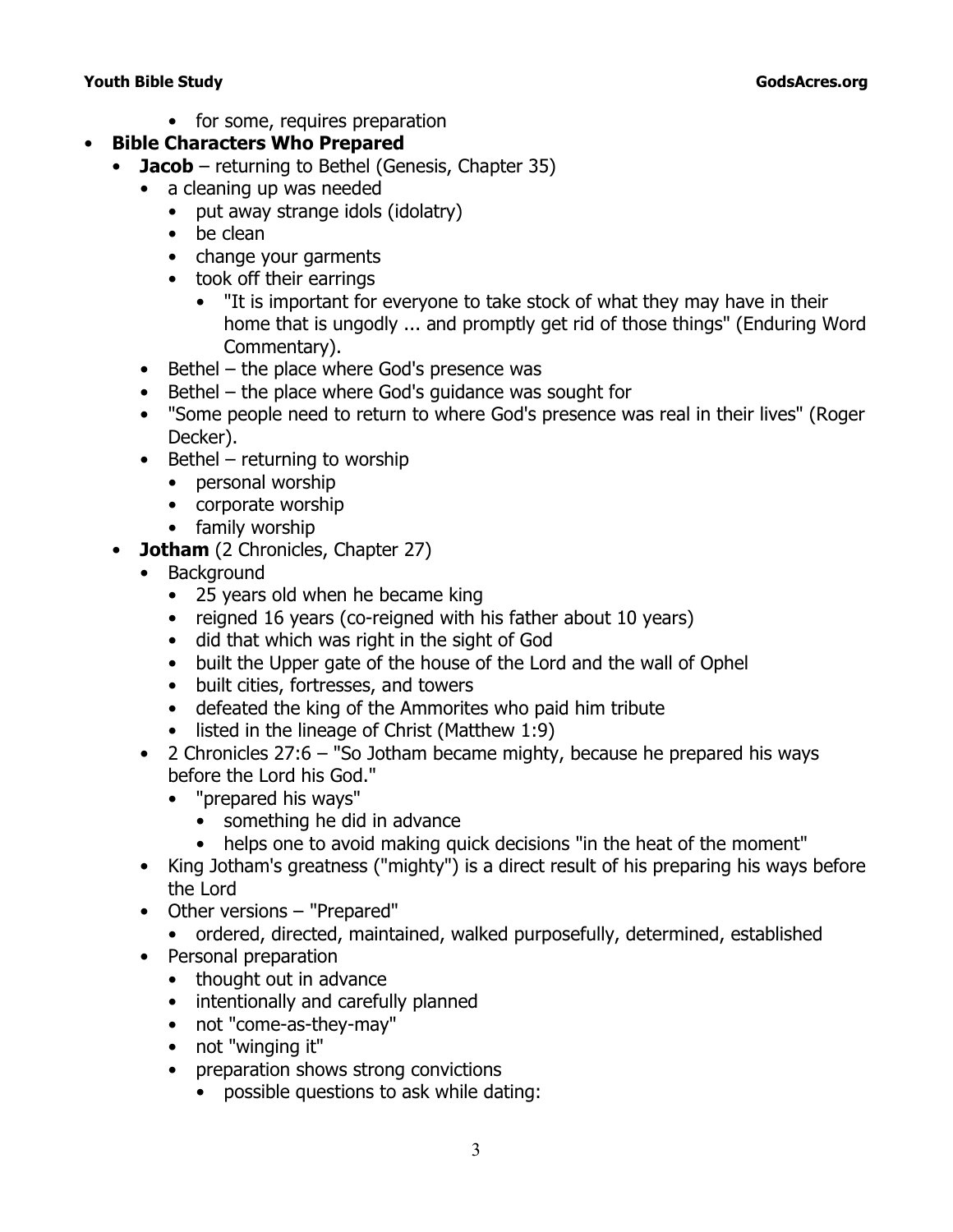- for some, requires preparation
- **Bible Characters Who Prepared**
  - **Jacob** – returning to Bethel (Genesis, Chapter 35)
    - a cleaning up was needed
      - put away strange idols (idolatry)
      - be clean
      - change your garments
      - took off their earrings
        - "It is important for everyone to take stock of what they may have in their home that is ungodly ... and promptly get rid of those things" (Enduring Word Commentary).
    - Bethel – the place where God's presence was
    - Bethel – the place where God's guidance was sought for
    - "Some people need to return to where God's presence was real in their lives" (Roger Decker).
    - Bethel – returning to worship
      - personal worship
      - corporate worship
      - family worship
  - **Jotham** (2 Chronicles, Chapter 27)
    - Background
      - 25 years old when he became king
      - reigned 16 years (co-reigned with his father about 10 years)
      - did that which was right in the sight of God
      - built the Upper gate of the house of the Lord and the wall of Ophel
      - built cities, fortresses, and towers
      - defeated the king of the Ammorites who paid him tribute
      - listed in the lineage of Christ (Matthew 1:9)
    - 2 Chronicles 27:6 – "So Jotham became mighty, because he prepared his ways before the Lord his God."
      - "prepared his ways"
        - something he did in advance
        - helps one to avoid making quick decisions "in the heat of the moment"
    - King Jotham's greatness ("mighty") is a direct result of his preparing his ways before the Lord
    - Other versions – "Prepared"
      - ordered, directed, maintained, walked purposefully, determined, established
    - Personal preparation
      - thought out in advance
      - intentionally and carefully planned
      - not "come-as-they-may"
      - not "winging it"
      - preparation shows strong convictions
        - possible questions to ask while dating: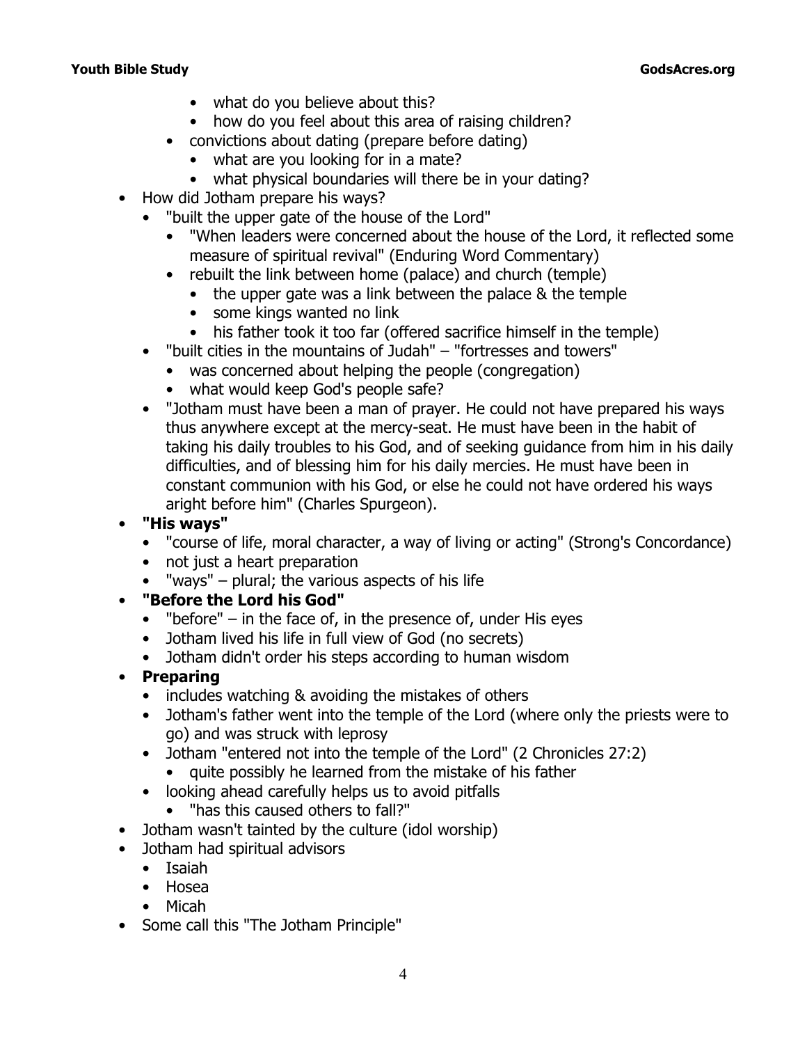- what do you believe about this?
    - how do you feel about this area of raising children?
  - convictions about dating (prepare before dating)
    - what are you looking for in a mate?
    - what physical boundaries will there be in your dating?
- How did Jotham prepare his ways?
  - "built the upper gate of the house of the Lord"
    - "When leaders were concerned about the house of the Lord, it reflected some measure of spiritual revival" (Enduring Word Commentary)
    - rebuilt the link between home (palace) and church (temple)
      - the upper gate was a link between the palace & the temple
      - some kings wanted no link
      - his father took it too far (offered sacrifice himself in the temple)
  - "built cities in the mountains of Judah" – "fortresses and towers"
    - was concerned about helping the people (congregation)
    - what would keep God's people safe?
  - "Jotham must have been a man of prayer. He could not have prepared his ways thus anywhere except at the mercy-seat. He must have been in the habit of taking his daily troubles to his God, and of seeking guidance from him in his daily difficulties, and of blessing him for his daily mercies. He must have been in constant communion with his God, or else he could not have ordered his ways aright before him" (Charles Spurgeon).
- **"His ways"**
  - "course of life, moral character, a way of living or acting" (Strong's Concordance)
  - not just a heart preparation
  - "ways" – plural; the various aspects of his life
- **"Before the Lord his God"**
  - "before" – in the face of, in the presence of, under His eyes
  - Jotham lived his life in full view of God (no secrets)
  - Jotham didn't order his steps according to human wisdom
- **Preparing**
  - includes watching & avoiding the mistakes of others
  - Jotham's father went into the temple of the Lord (where only the priests were to go) and was struck with leprosy
  - Jotham "entered not into the temple of the Lord" (2 Chronicles 27:2)
    - quite possibly he learned from the mistake of his father
  - looking ahead carefully helps us to avoid pitfalls
    - "has this caused others to fall?"
- Jotham wasn't tainted by the culture (idol worship)
- Jotham had spiritual advisors
  - Isaiah
  - Hosea
  - Micah
- Some call this "The Jotham Principle"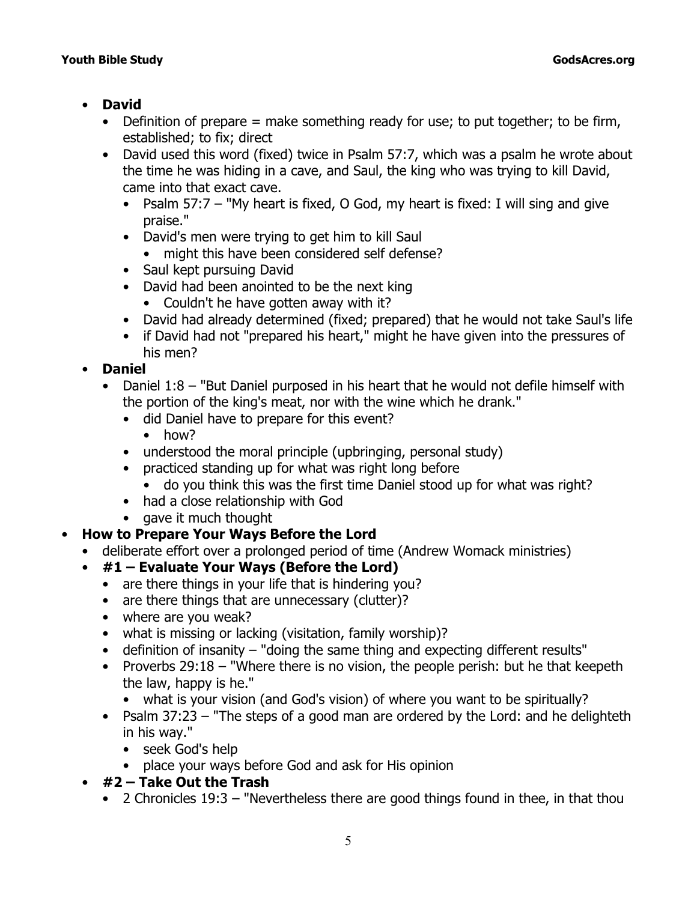- **David**
  - Definition of prepare = make something ready for use; to put together; to be firm, established; to fix; direct
  - David used this word (fixed) twice in Psalm 57:7, which was a psalm he wrote about the time he was hiding in a cave, and Saul, the king who was trying to kill David, came into that exact cave.
    - Psalm 57:7 – "My heart is fixed, O God, my heart is fixed: I will sing and give praise."
    - David's men were trying to get him to kill Saul
      - might this have been considered self defense?
    - Saul kept pursuing David
    - David had been anointed to be the next king
      - Couldn't he have gotten away with it?
    - David had already determined (fixed; prepared) that he would not take Saul's life
    - if David had not "prepared his heart," might he have given into the pressures of his men?
- **Daniel**
  - Daniel 1:8 – "But Daniel purposed in his heart that he would not defile himself with the portion of the king's meat, nor with the wine which he drank."
    - did Daniel have to prepare for this event?
      - how?
    - understood the moral principle (upbringing, personal study)
    - practiced standing up for what was right long before
      - do you think this was the first time Daniel stood up for what was right?
    - had a close relationship with God
    - gave it much thought

- **How to Prepare Your Ways Before the Lord**
  - deliberate effort over a prolonged period of time (Andrew Womack ministries)
  - **#1 – Evaluate Your Ways (Before the Lord)**
    - are there things in your life that is hindering you?
    - are there things that are unnecessary (clutter)?
    - where are you weak?
    - what is missing or lacking (visitation, family worship)?
    - definition of insanity – "doing the same thing and expecting different results"
    - Proverbs 29:18 – "Where there is no vision, the people perish: but he that keepeth the law, happy is he."
      - what is your vision (and God's vision) of where you want to be spiritually?
    - Psalm 37:23 – "The steps of a good man are ordered by the Lord: and he delighteth in his way."
      - seek God's help
      - place your ways before God and ask for His opinion
  - **#2 – Take Out the Trash**
    - 2 Chronicles 19:3 – "Nevertheless there are good things found in thee, in that thou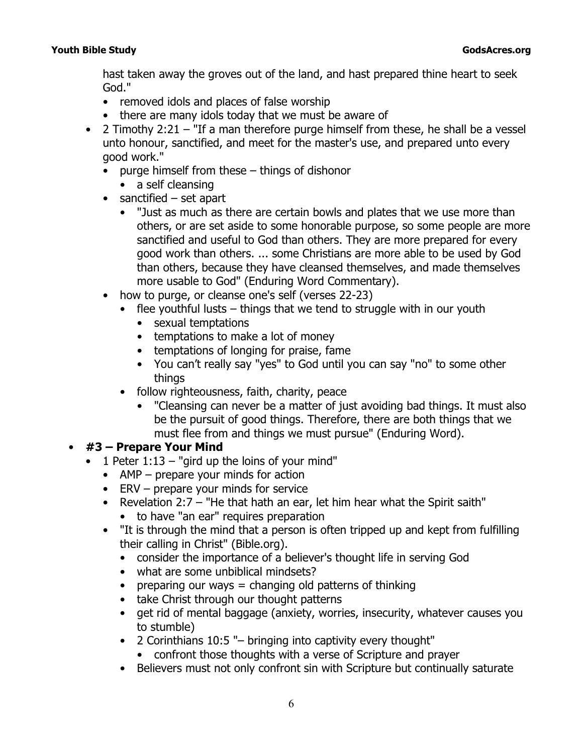hast taken away the groves out of the land, and hast prepared thine heart to seek God."
    - removed idols and places of false worship
    - there are many idols today that we must be aware of
- 2 Timothy 2:21 – "If a man therefore purge himself from these, he shall be a vessel unto honour, sanctified, and meet for the master's use, and prepared unto every good work."
    - purge himself from these – things of dishonor
        - a self cleansing
    - sanctified – set apart
        - "Just as much as there are certain bowls and plates that we use more than others, or are set aside to some honorable purpose, so some people are more sanctified and useful to God than others. They are more prepared for every good work than others. ... some Christians are more able to be used by God than others, because they have cleansed themselves, and made themselves more usable to God" (Enduring Word Commentary).
    - how to purge, or cleanse one's self (verses 22-23)
        - flee youthful lusts – things that we tend to struggle with in our youth
            - sexual temptations
            - temptations to make a lot of money
            - temptations of longing for praise, fame
            - You can't really say "yes" to God until you can say "no" to some other things
        - follow righteousness, faith, charity, peace
            - "Cleansing can never be a matter of just avoiding bad things. It must also be the pursuit of good things. Therefore, there are both things that we must flee from and things we must pursue" (Enduring Word).
- **#3 – Prepare Your Mind**
    - 1 Peter 1:13 – "gird up the loins of your mind"
        - AMP – prepare your minds for action
        - ERV – prepare your minds for service
        - Revelation 2:7 – "He that hath an ear, let him hear what the Spirit saith"
            - to have "an ear" requires preparation
        - "It is through the mind that a person is often tripped up and kept from fulfilling their calling in Christ" (Bible.org).
            - consider the importance of a believer's thought life in serving God
            - what are some unbiblical mindsets?
            - preparing our ways = changing old patterns of thinking
            - take Christ through our thought patterns
            - get rid of mental baggage (anxiety, worries, insecurity, whatever causes you to stumble)
            - 2 Corinthians 10:5 "– bringing into captivity every thought"
                - confront those thoughts with a verse of Scripture and prayer
            - Believers must not only confront sin with Scripture but continually saturate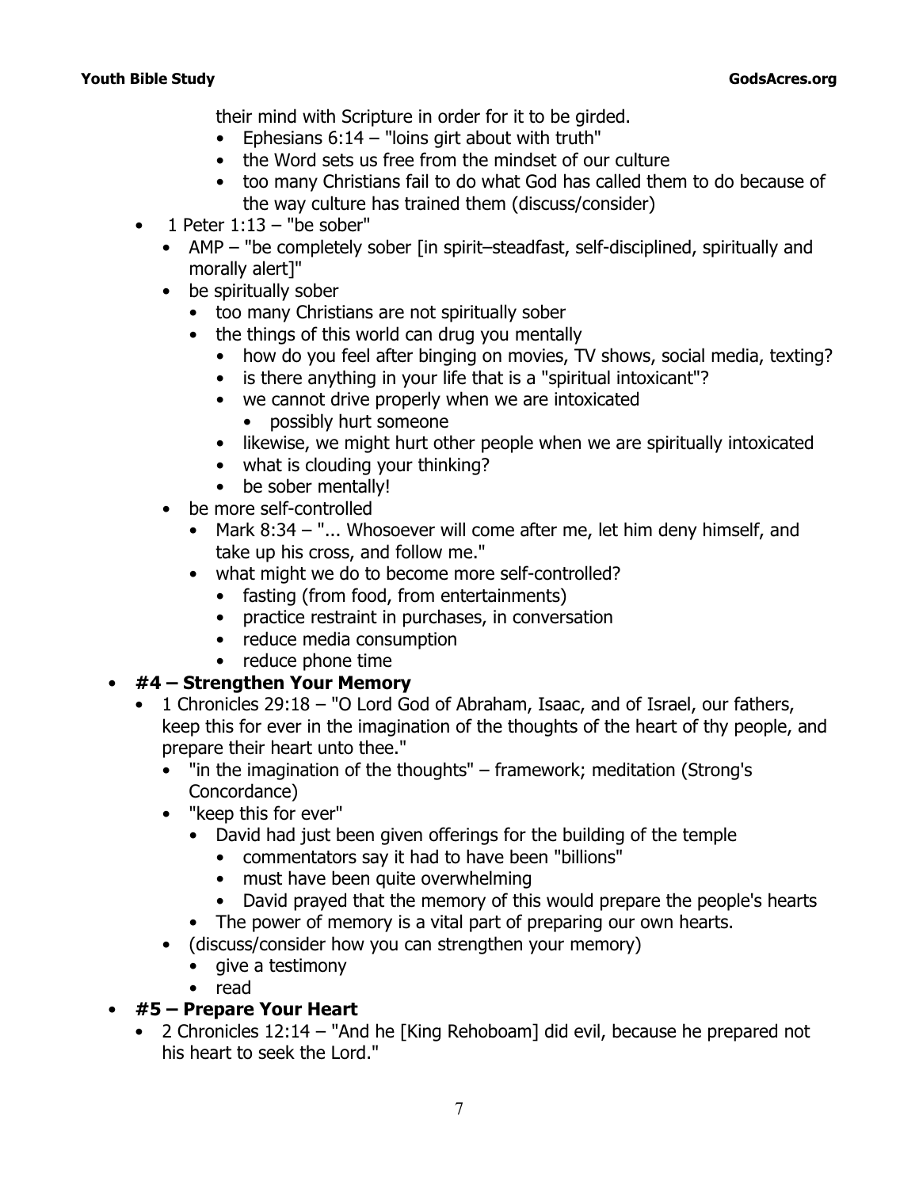their mind with Scripture in order for it to be girded.

    - Ephesians 6:14 – "loins girt about with truth"
    - the Word sets us free from the mindset of our culture
    - too many Christians fail to do what God has called them to do because of the way culture has trained them (discuss/consider)

- 1 Peter 1:13 – "be sober"
  - AMP – "be completely sober [in spirit–steadfast, self-disciplined, spiritually and morally alert]"
  - be spiritually sober
    - too many Christians are not spiritually sober
    - the things of this world can drug you mentally
      - how do you feel after binging on movies, TV shows, social media, texting?
      - is there anything in your life that is a "spiritual intoxicant"?
      - we cannot drive properly when we are intoxicated
        - possibly hurt someone
      - likewise, we might hurt other people when we are spiritually intoxicated
      - what is clouding your thinking?
      - be sober mentally!
  - be more self-controlled
    - Mark 8:34 – "... Whosoever will come after me, let him deny himself, and take up his cross, and follow me."
    - what might we do to become more self-controlled?
      - fasting (from food, from entertainments)
      - practice restraint in purchases, in conversation
      - reduce media consumption
      - reduce phone time

- **#4 – Strengthen Your Memory**
  - 1 Chronicles 29:18 – "O Lord God of Abraham, Isaac, and of Israel, our fathers, keep this for ever in the imagination of the thoughts of the heart of thy people, and prepare their heart unto thee."
    - "in the imagination of the thoughts" – framework; meditation (Strong's Concordance)
    - "keep this for ever"
      - David had just been given offerings for the building of the temple
        - commentators say it had to have been "billions"
        - must have been quite overwhelming
        - David prayed that the memory of this would prepare the people's hearts
      - The power of memory is a vital part of preparing our own hearts.
    - (discuss/consider how you can strengthen your memory)
      - give a testimony
      - read

- **#5 – Prepare Your Heart**
  - 2 Chronicles 12:14 – "And he [King Rehoboam] did evil, because he prepared not his heart to seek the Lord."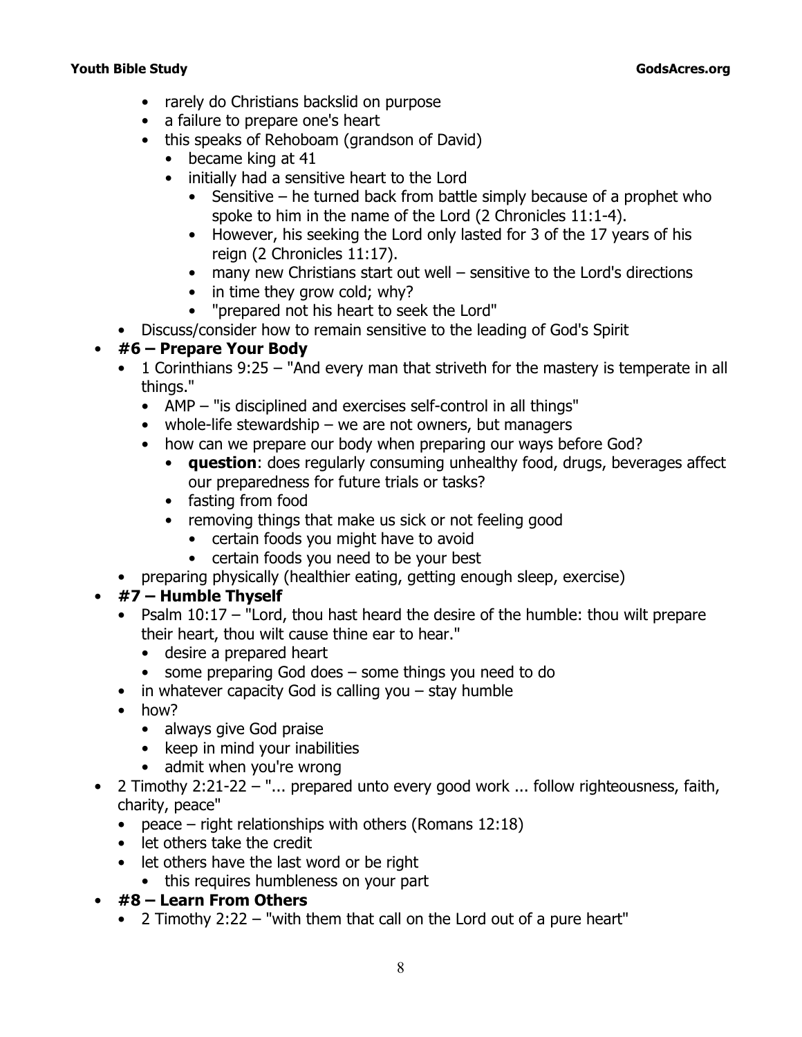- rarely do Christians backslid on purpose
    - a failure to prepare one's heart
    - this speaks of Rehoboam (grandson of David)
        - became king at 41
        - initially had a sensitive heart to the Lord
            - Sensitive – he turned back from battle simply because of a prophet who spoke to him in the name of the Lord (2 Chronicles 11:1-4).
            - However, his seeking the Lord only lasted for 3 of the 17 years of his reign (2 Chronicles 11:17).
            - many new Christians start out well – sensitive to the Lord's directions
            - in time they grow cold; why?
            - "prepared not his heart to seek the Lord"
    - Discuss/consider how to remain sensitive to the leading of God's Spirit
- **#6 – Prepare Your Body**
    - 1 Corinthians 9:25 – "And every man that striveth for the mastery is temperate in all things."
        - AMP – "is disciplined and exercises self-control in all things"
        - whole-life stewardship – we are not owners, but managers
        - how can we prepare our body when preparing our ways before God?
            - **question**: does regularly consuming unhealthy food, drugs, beverages affect our preparedness for future trials or tasks?
            - fasting from food
            - removing things that make us sick or not feeling good
                - certain foods you might have to avoid
                - certain foods you need to be your best
    - preparing physically (healthier eating, getting enough sleep, exercise)
- **#7 – Humble Thyself**
    - Psalm 10:17 – "Lord, thou hast heard the desire of the humble: thou wilt prepare their heart, thou wilt cause thine ear to hear."
        - desire a prepared heart
        - some preparing God does – some things you need to do
    - in whatever capacity God is calling you – stay humble
    - how?
        - always give God praise
        - keep in mind your inabilities
        - admit when you're wrong
- 2 Timothy 2:21-22 – "... prepared unto every good work ... follow righteousness, faith, charity, peace"
    - peace – right relationships with others (Romans 12:18)
    - let others take the credit
    - let others have the last word or be right
        - this requires humbleness on your part
- **#8 – Learn From Others**
    - 2 Timothy 2:22 – "with them that call on the Lord out of a pure heart"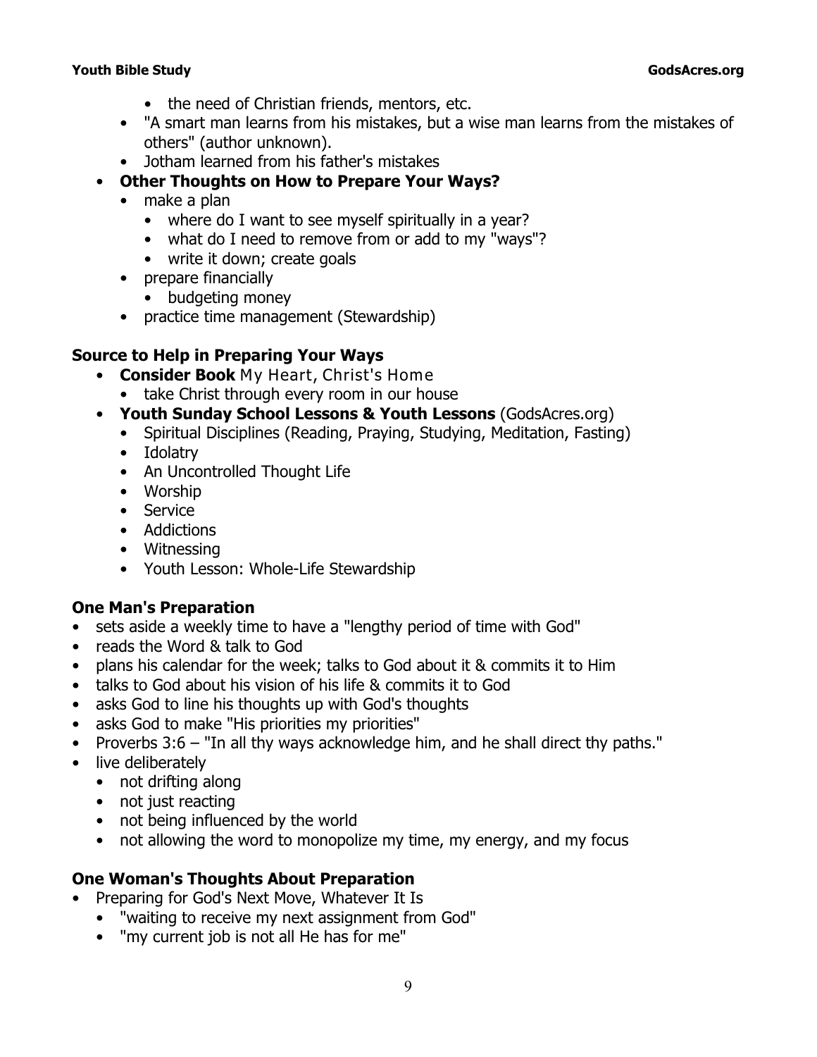- the need of Christian friends, mentors, etc.
- "A smart man learns from his mistakes, but a wise man learns from the mistakes of others" (author unknown).
- Jotham learned from his father's mistakes

- **Other Thoughts on How to Prepare Your Ways?**
  - make a plan
    - where do I want to see myself spiritually in a year?
    - what do I need to remove from or add to my "ways"?
    - write it down; create goals
  - prepare financially
    - budgeting money
  - practice time management (Stewardship)

### Source to Help in Preparing Your Ways

- **Consider Book** My Heart, Christ's Home
  - take Christ through every room in our house
- **Youth Sunday School Lessons & Youth Lessons** (GodsAcres.org)
  - Spiritual Disciplines (Reading, Praying, Studying, Meditation, Fasting)
  - Idolatry
  - An Uncontrolled Thought Life
  - Worship
  - Service
  - Addictions
  - Witnessing
  - Youth Lesson: Whole-Life Stewardship

### One Man's Preparation

- sets aside a weekly time to have a "lengthy period of time with God"
- reads the Word & talk to God
- plans his calendar for the week; talks to God about it & commits it to Him
- talks to God about his vision of his life & commits it to God
- asks God to line his thoughts up with God's thoughts
- asks God to make "His priorities my priorities"
- Proverbs 3:6 – "In all thy ways acknowledge him, and he shall direct thy paths."
- live deliberately
  - not drifting along
  - not just reacting
  - not being influenced by the world
  - not allowing the word to monopolize my time, my energy, and my focus

### One Woman's Thoughts About Preparation

- Preparing for God's Next Move, Whatever It Is
  - "waiting to receive my next assignment from God"
  - "my current job is not all He has for me"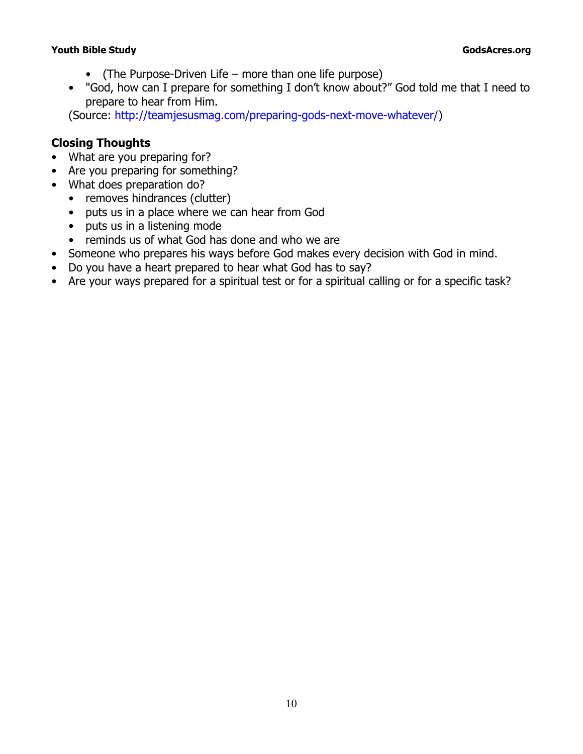- (The Purpose-Driven Life – more than one life purpose)
  - "God, how can I prepare for something I don't know about?" God told me that I need to prepare to hear from Him.

  (Source: http://teamjesusmag.com/preparing-gods-next-move-whatever/)

### Closing Thoughts

- What are you preparing for?
- Are you preparing for something?
- What does preparation do?
  - removes hindrances (clutter)
  - puts us in a place where we can hear from God
  - puts us in a listening mode
  - reminds us of what God has done and who we are
- Someone who prepares his ways before God makes every decision with God in mind.
- Do you have a heart prepared to hear what God has to say?
- Are your ways prepared for a spiritual test or for a spiritual calling or for a specific task?